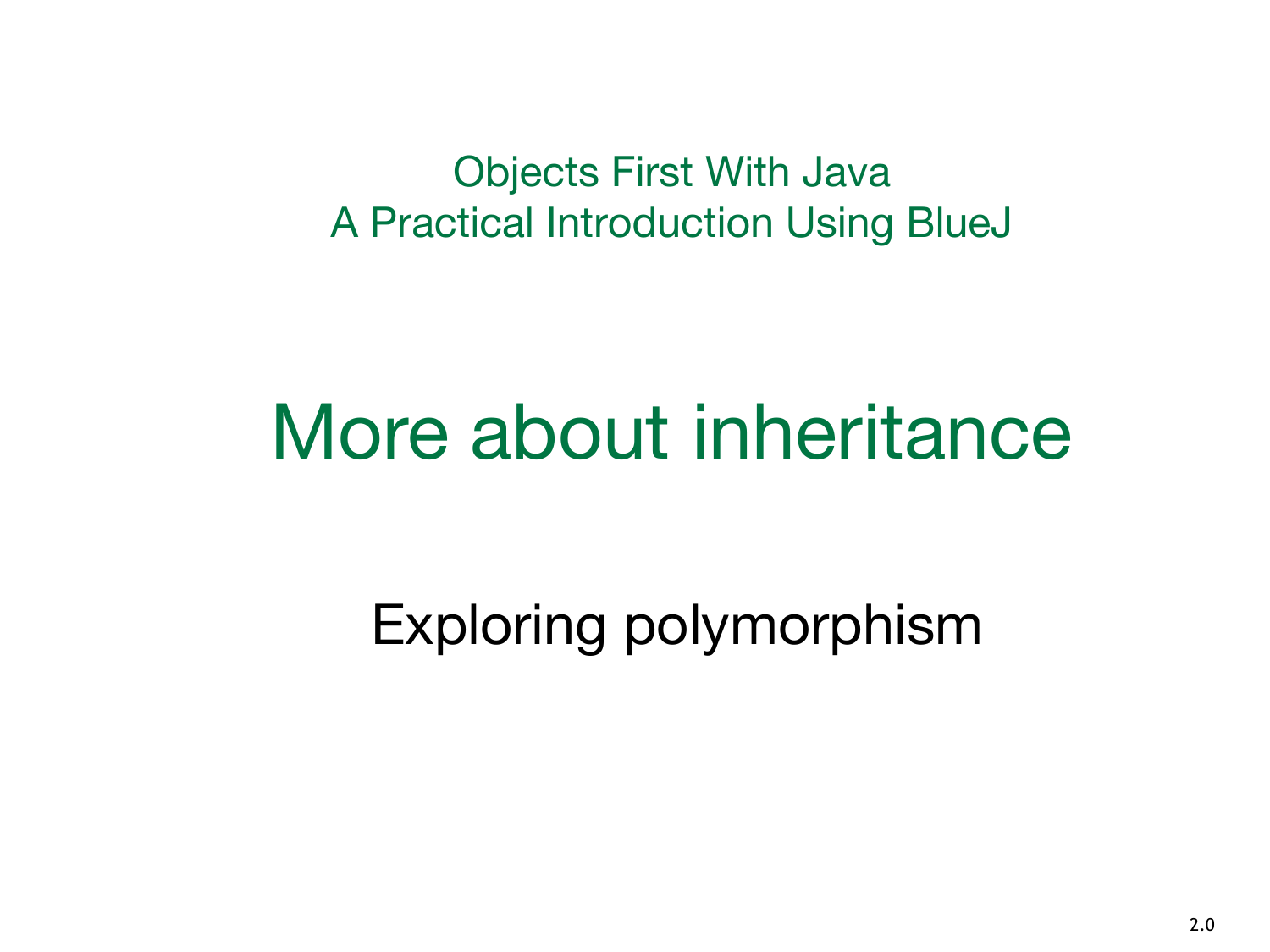Objects First With Java
A Practical Introduction Using BlueJ

# More about inheritance

## Exploring polymorphism

2.0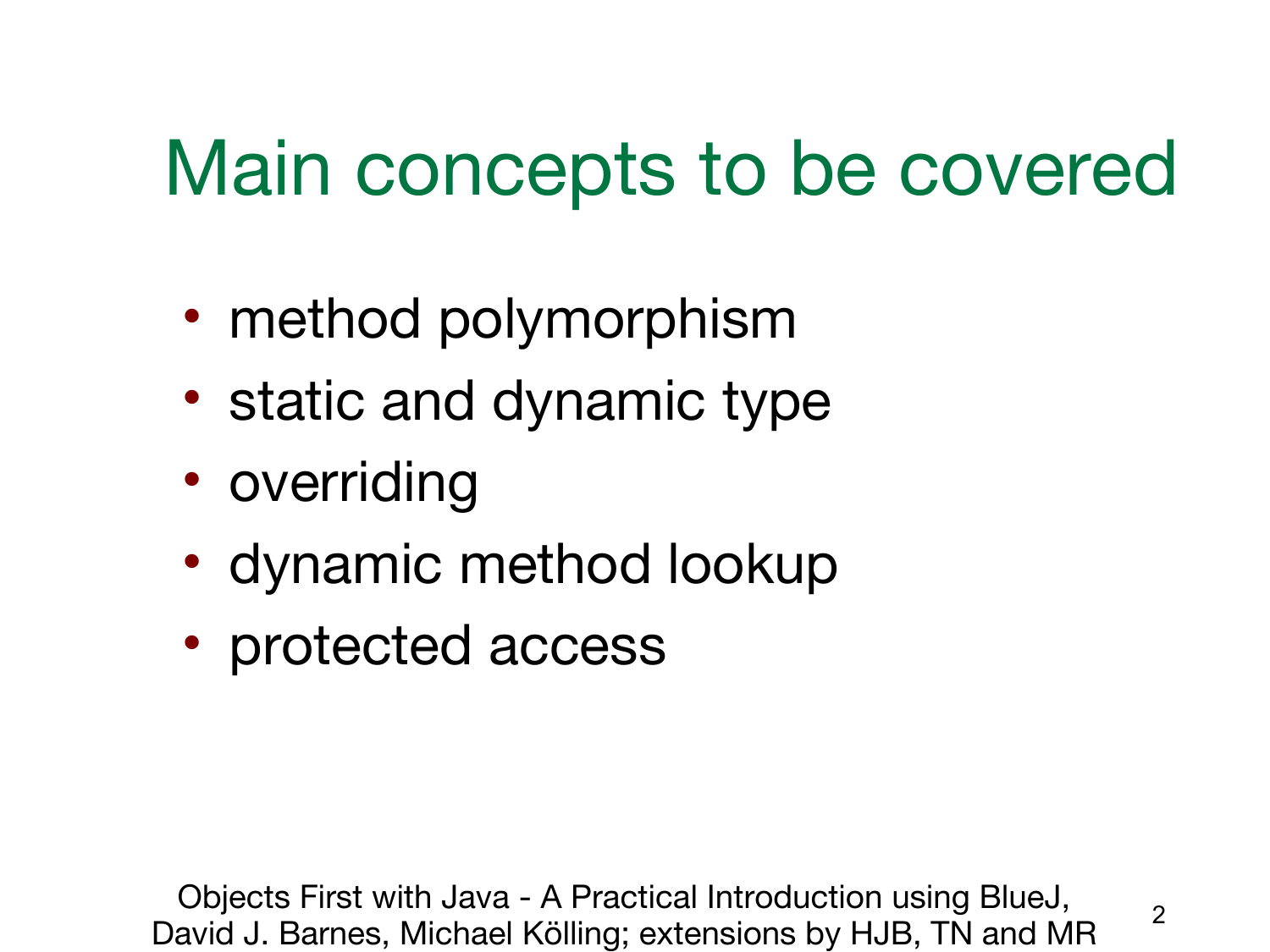# Main concepts to be covered

- method polymorphism
- static and dynamic type
- overriding
- dynamic method lookup
- protected access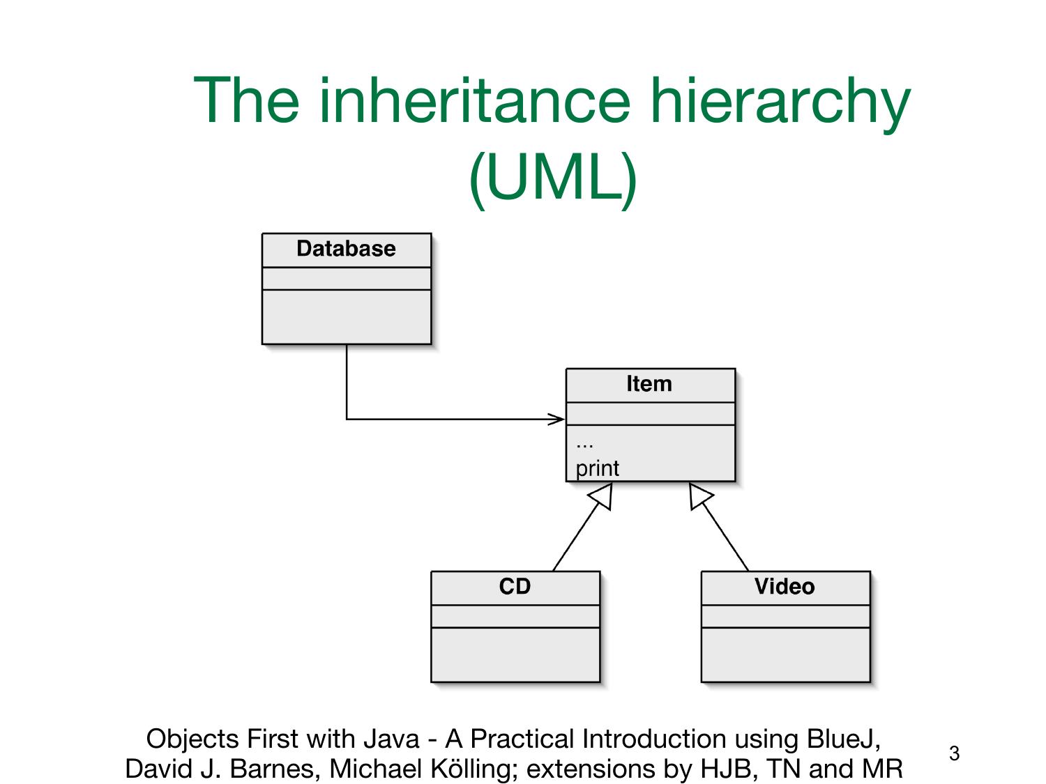# The inheritance hierarchy (UML)

Database

Item

...

print

CD

Video

Objects First with Java - A Practical Introduction using BlueJ, David J. Barnes, Michael Kölling; extensions by HJB, TN and MR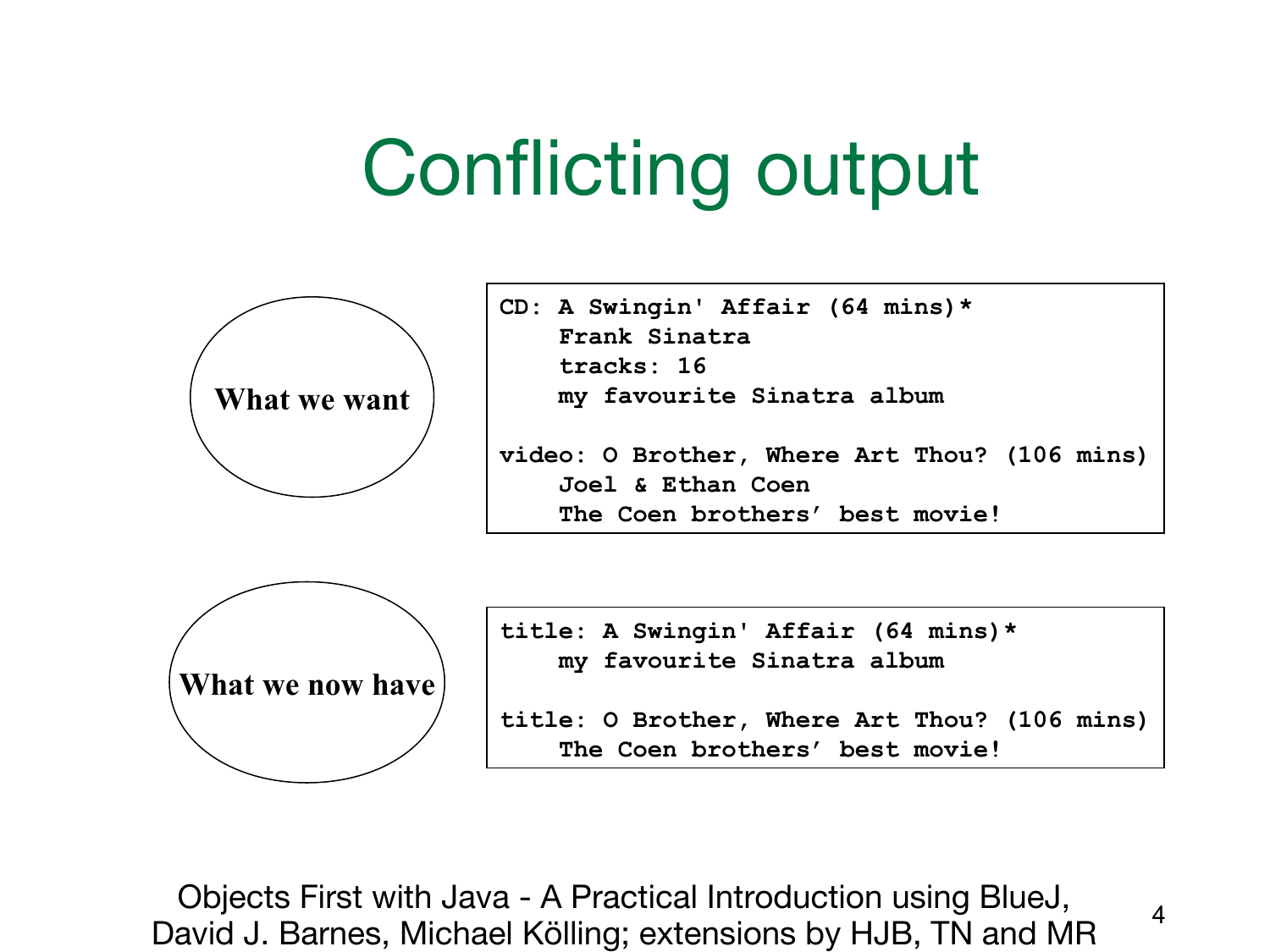# Conflicting output

**What we want**

```
CD: A Swingin' Affair (64 mins)*
    Frank Sinatra
    tracks: 16
    my favourite Sinatra album

video: O Brother, Where Art Thou? (106 mins)
    Joel & Ethan Coen
    The Coen brothers' best movie!
```

**What we now have**

```
title: A Swingin' Affair (64 mins)*
    my favourite Sinatra album

title: O Brother, Where Art Thou? (106 mins)
    The Coen brothers' best movie!
```

Objects First with Java - A Practical Introduction using BlueJ, David J. Barnes, Michael Kölling; extensions by HJB, TN and MR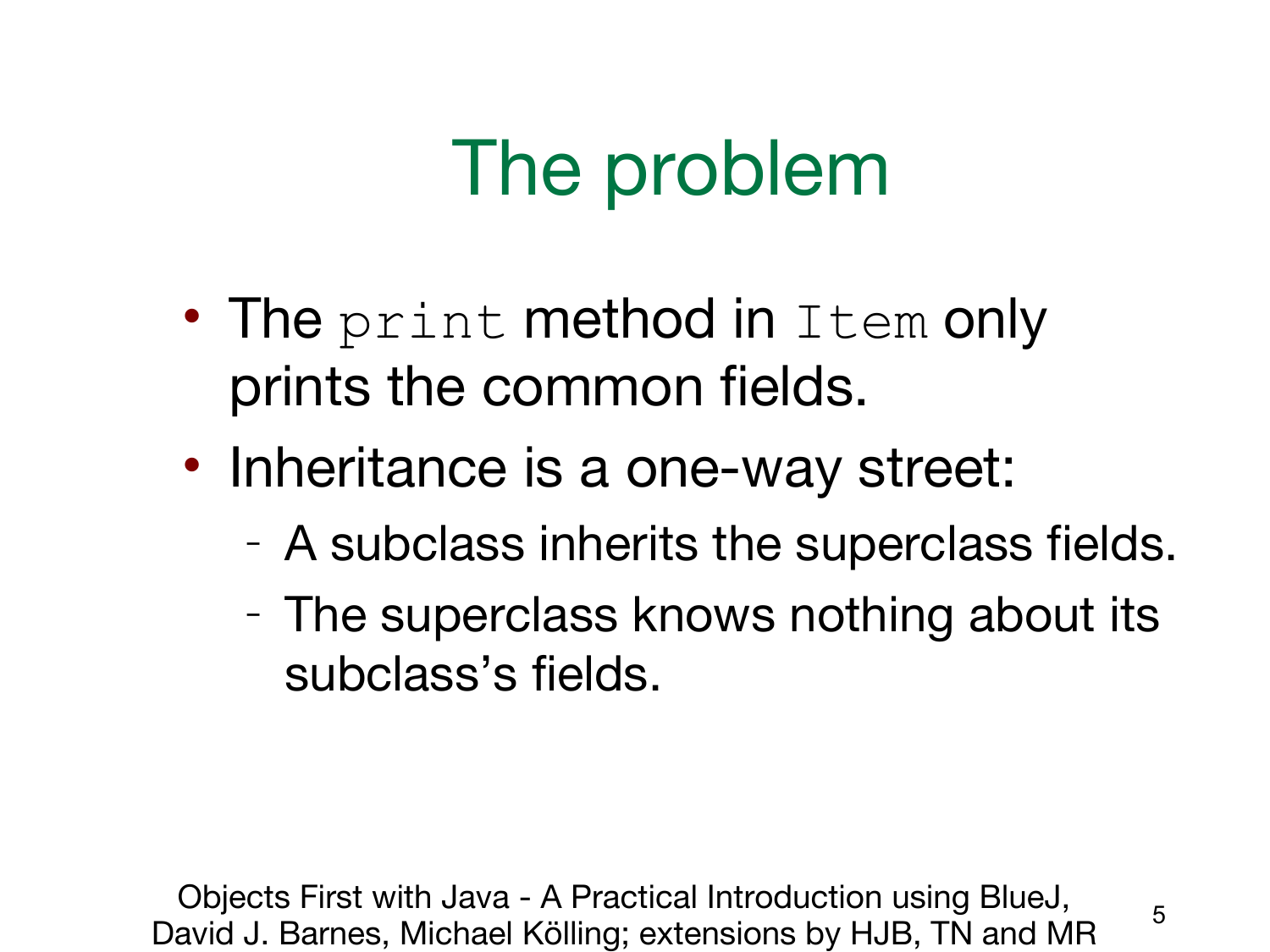# The problem

- The `print` method in `Item` only prints the common fields.
- Inheritance is a one-way street:
  - A subclass inherits the superclass fields.
  - The superclass knows nothing about its subclass's fields.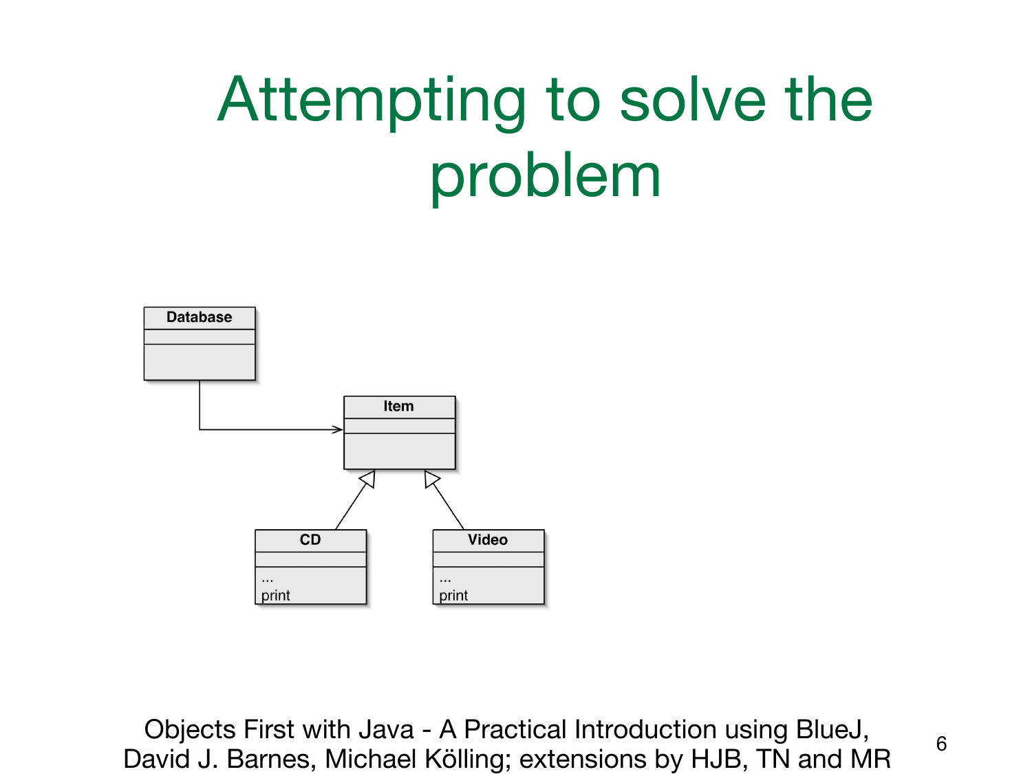# Attempting to solve the problem

Database

Item

CD

...
print

Video

...
print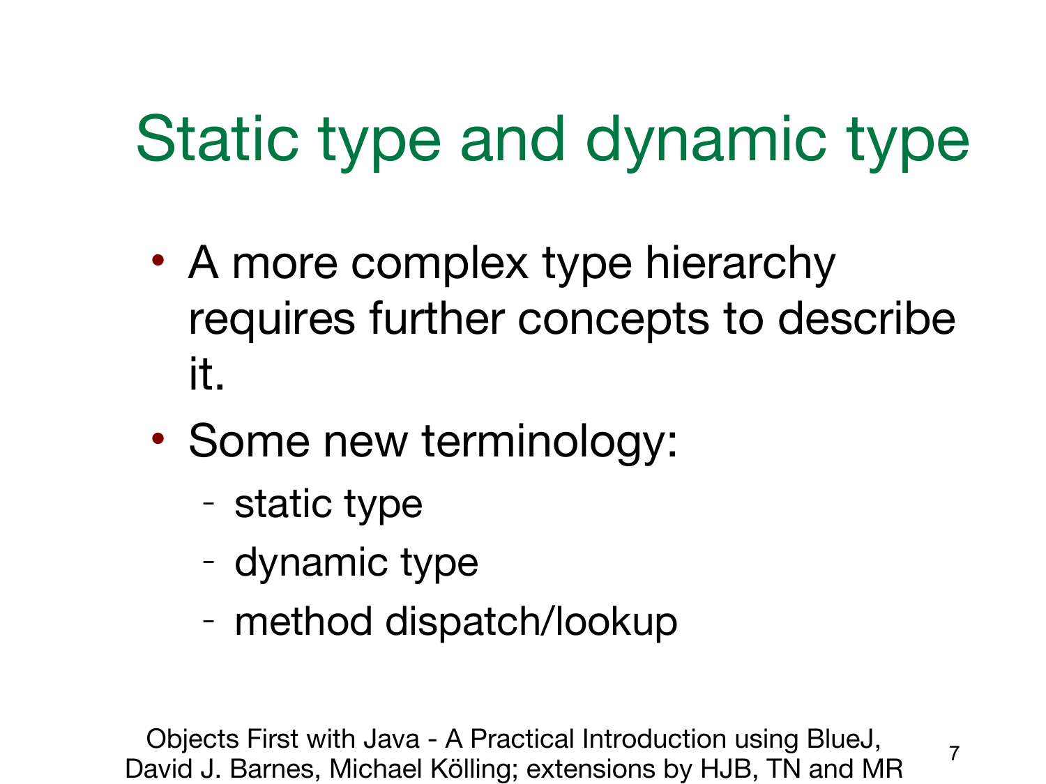# Static type and dynamic type

- A more complex type hierarchy requires further concepts to describe it.
- Some new terminology:
  - static type
  - dynamic type
  - method dispatch/lookup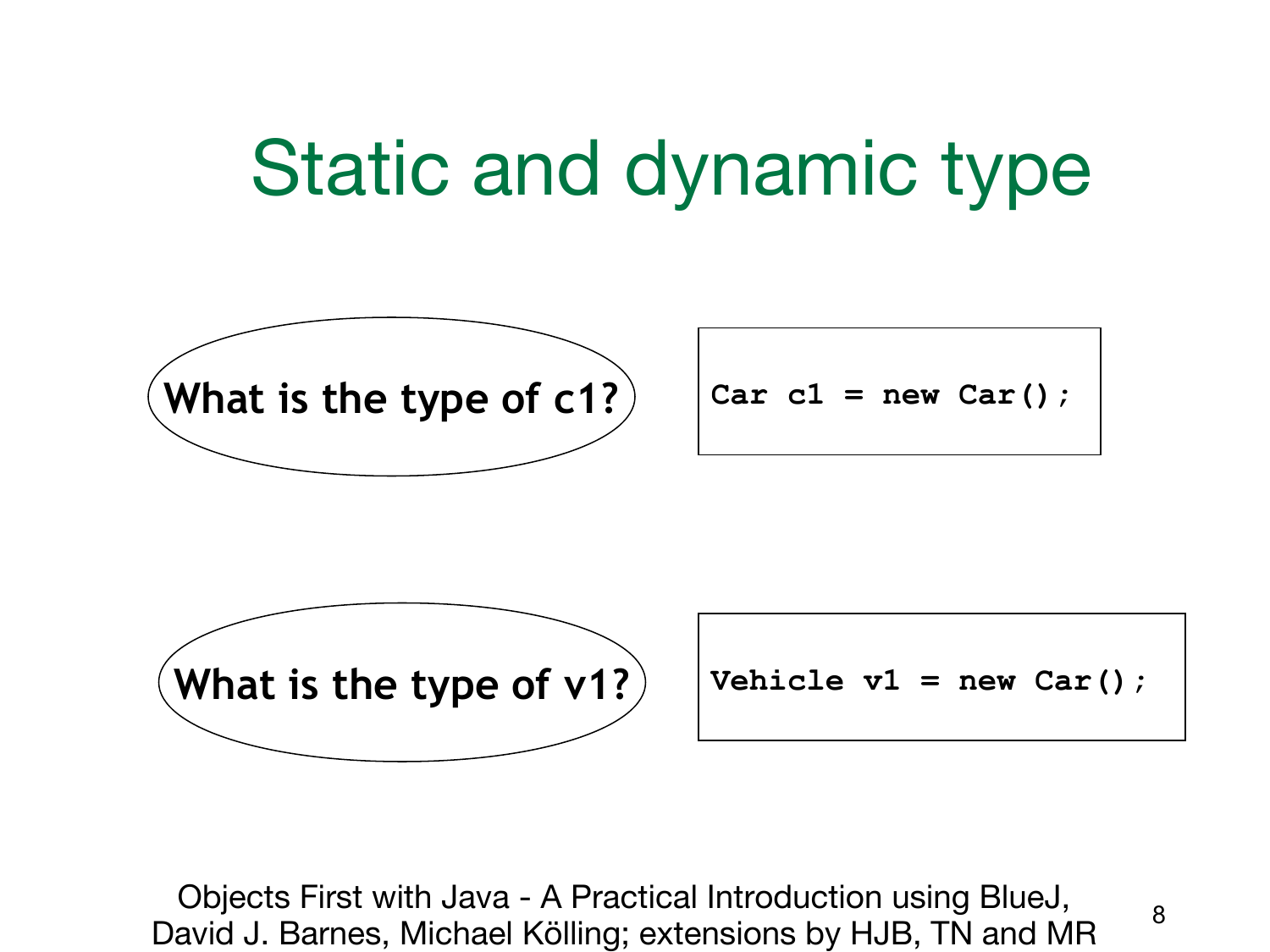# Static and dynamic type

**What is the type of c1?**

```
Car c1 = new Car();
```

**What is the type of v1?**

```
Vehicle v1 = new Car();
```

Objects First with Java - A Practical Introduction using BlueJ, David J. Barnes, Michael Kölling; extensions by HJB, TN and MR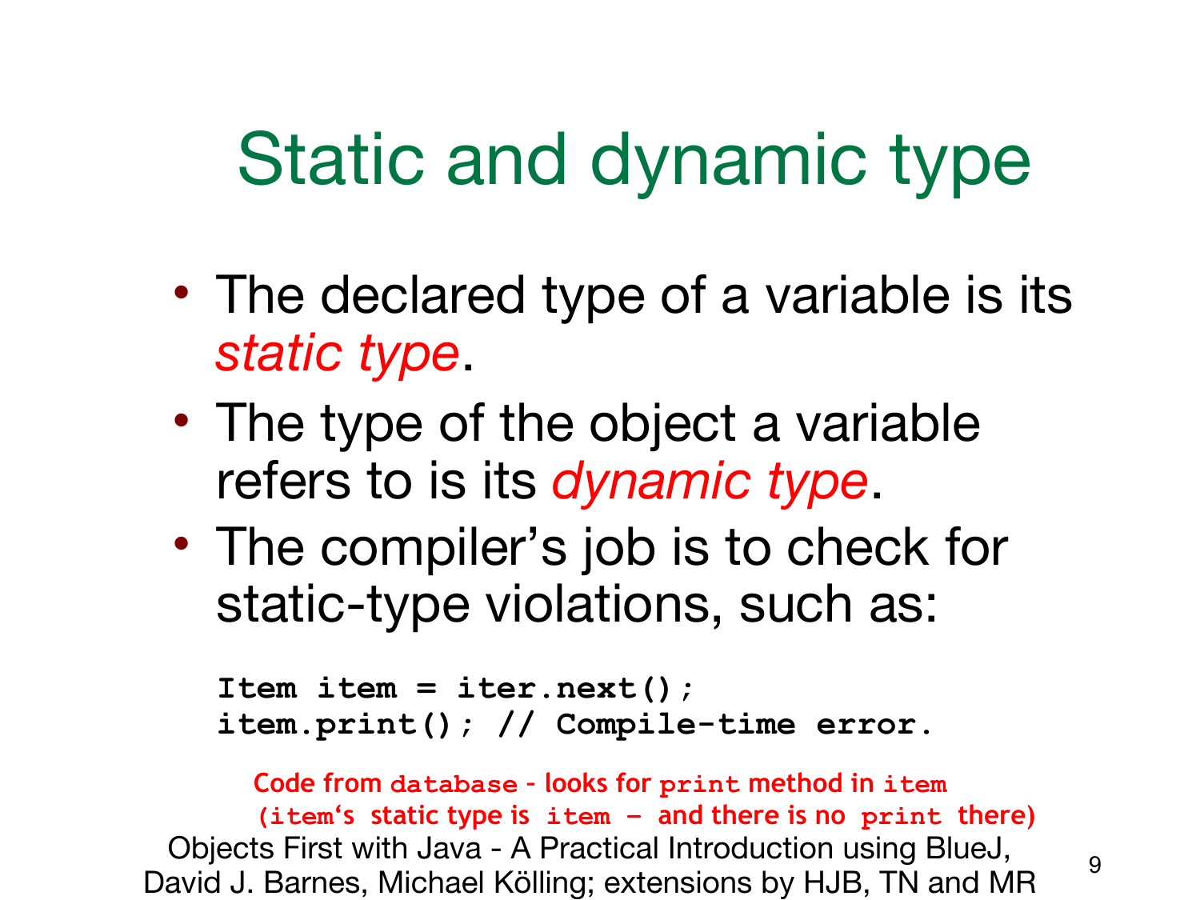# Static and dynamic type

- The declared type of a variable is its *static type*.
- The type of the object a variable refers to is its *dynamic type*.
- The compiler's job is to check for static-type violations, such as:

```
Item item = iter.next();
item.print(); // Compile-time error.
```

**Code from `database` - looks for `print` method in `item`**
**(`item`'s static type is `item` – and there is no `print` there)**

Objects First with Java - A Practical Introduction using BlueJ, David J. Barnes, Michael Kölling; extensions by HJB, TN and MR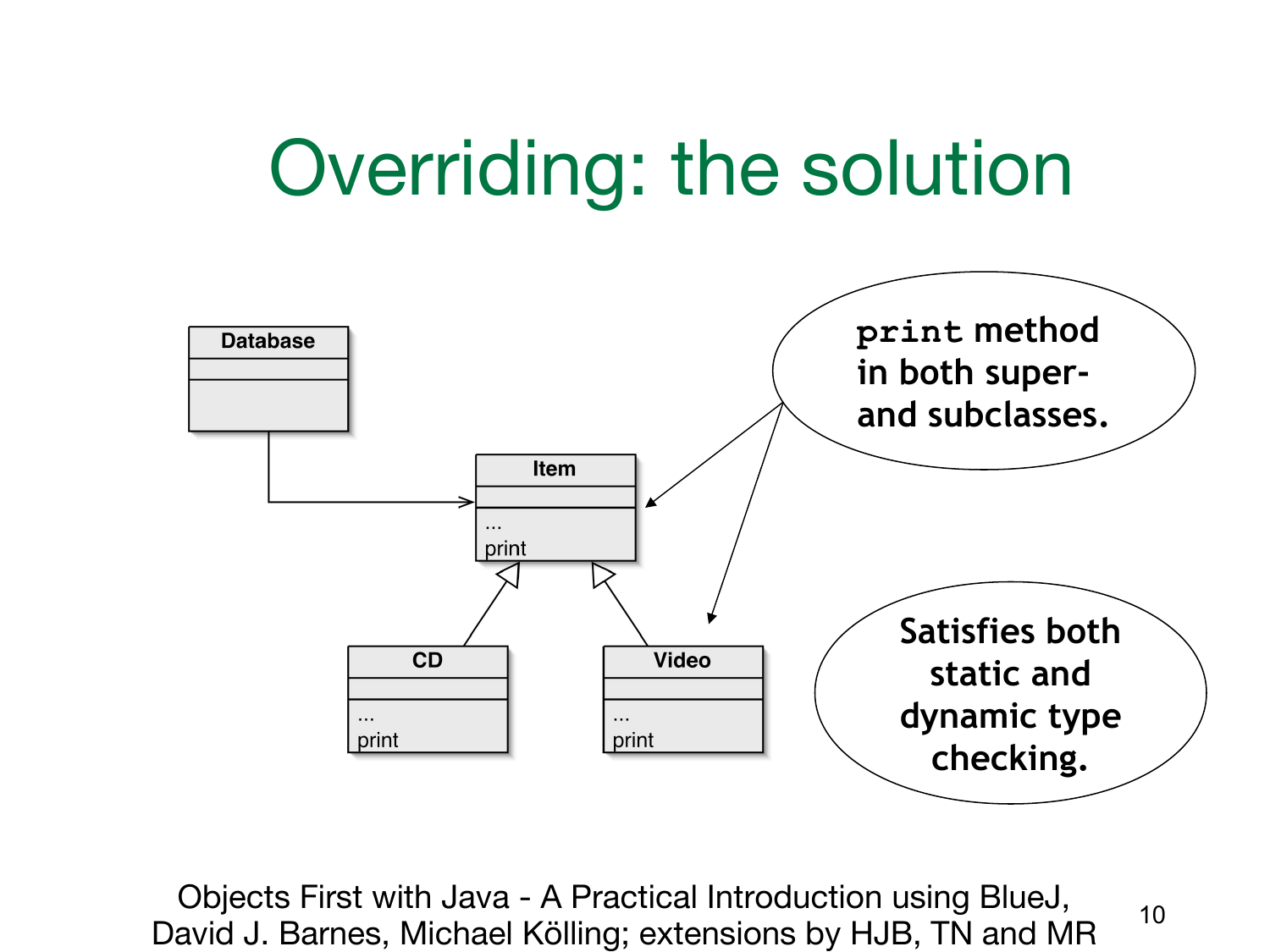# Overriding: the solution

Database

Item

...
print

CD

...
print

Video

...
print

`print` method in both super- and subclasses.

Satisfies both static and dynamic type checking.

Objects First with Java - A Practical Introduction using BlueJ, David J. Barnes, Michael Kölling; extensions by HJB, TN and MR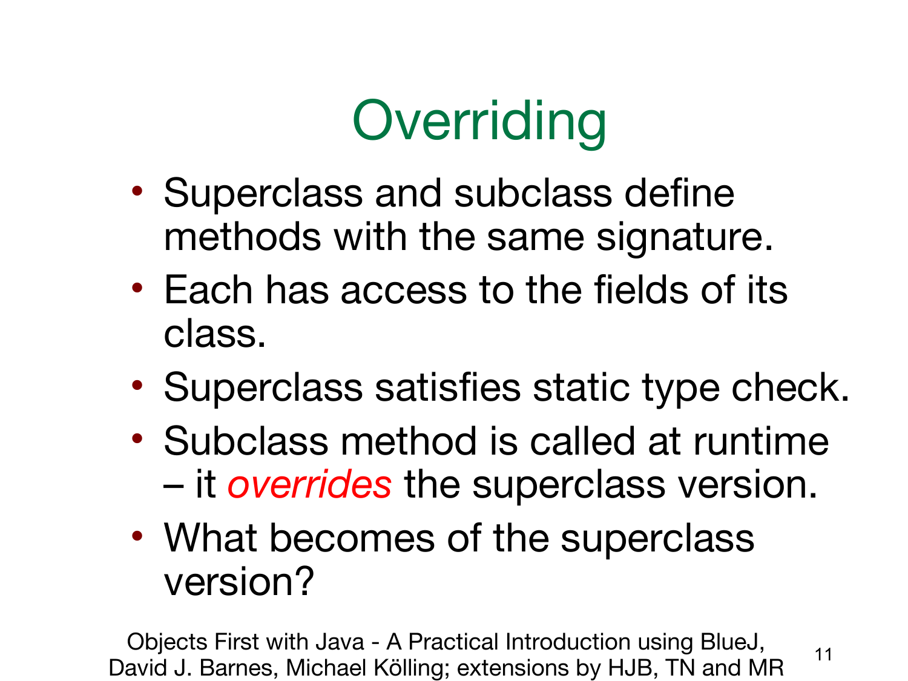# Overriding

- Superclass and subclass define methods with the same signature.
- Each has access to the fields of its class.
- Superclass satisfies static type check.
- Subclass method is called at runtime – it *overrides* the superclass version.
- What becomes of the superclass version?

Objects First with Java - A Practical Introduction using BlueJ, David J. Barnes, Michael Kölling; extensions by HJB, TN and MR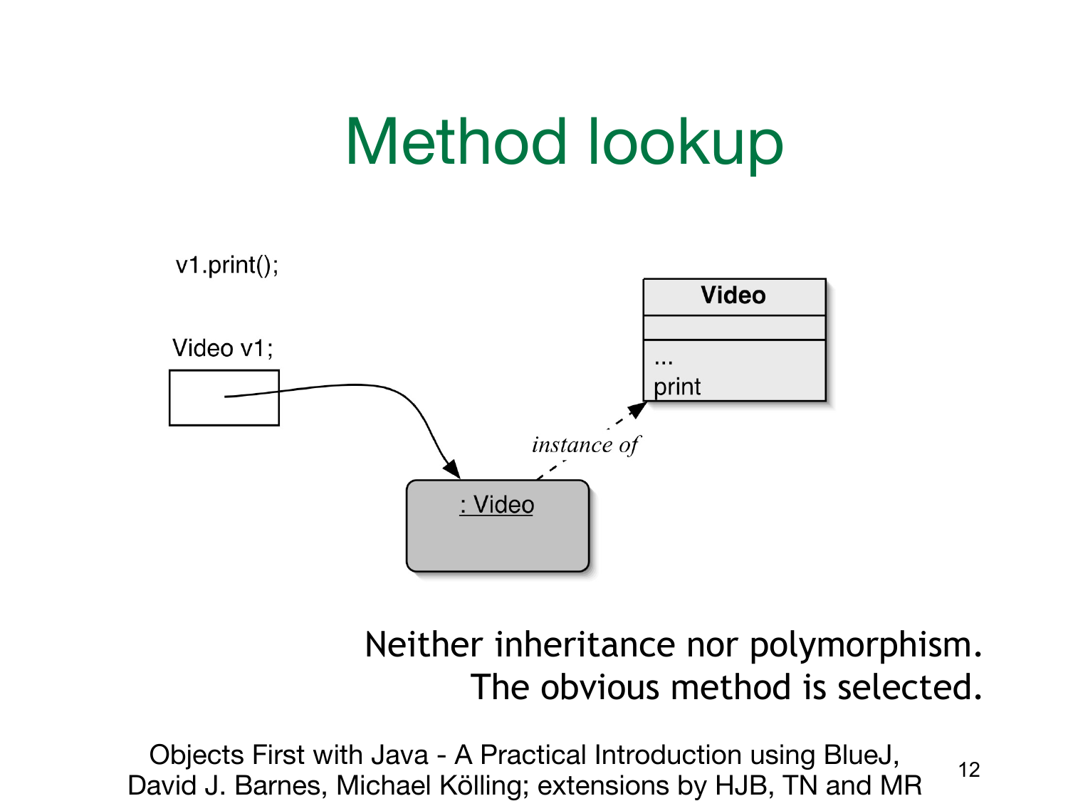# Method lookup

v1.print();

Video v1;

**Video**

...
print

*instance of*

: Video

Neither inheritance nor polymorphism.
The obvious method is selected.

Objects First with Java - A Practical Introduction using BlueJ, David J. Barnes, Michael Kölling; extensions by HJB, TN and MR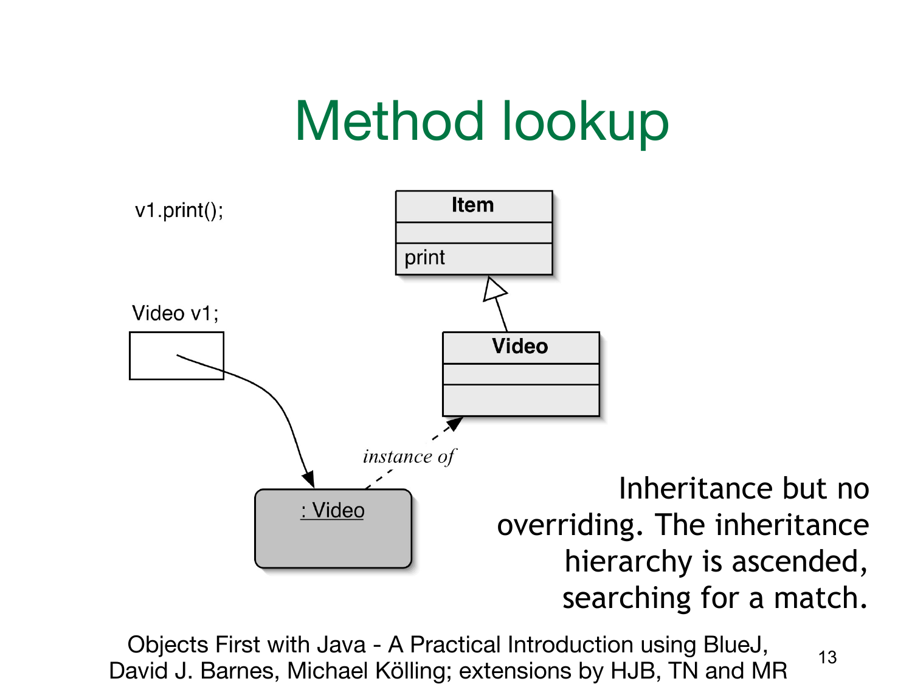# Method lookup

v1.print();

Video v1;

Item

print

Video

*instance of*

: Video

Inheritance but no overriding. The inheritance hierarchy is ascended, searching for a match.

Objects First with Java - A Practical Introduction using BlueJ, David J. Barnes, Michael Kölling; extensions by HJB, TN and MR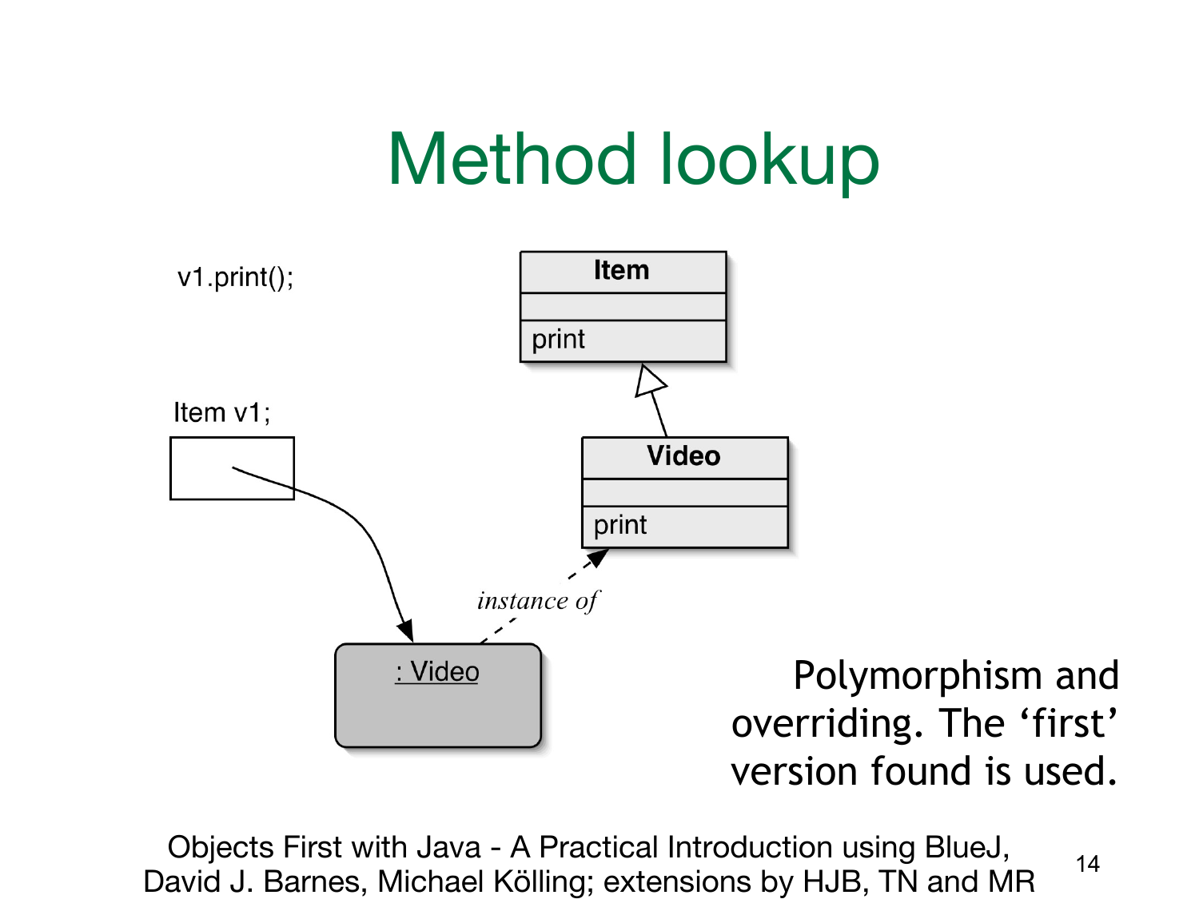# Method lookup

v1.print();

Item v1;

Item

print

Video

print

*instance of*

: Video

Polymorphism and overriding. The 'first' version found is used.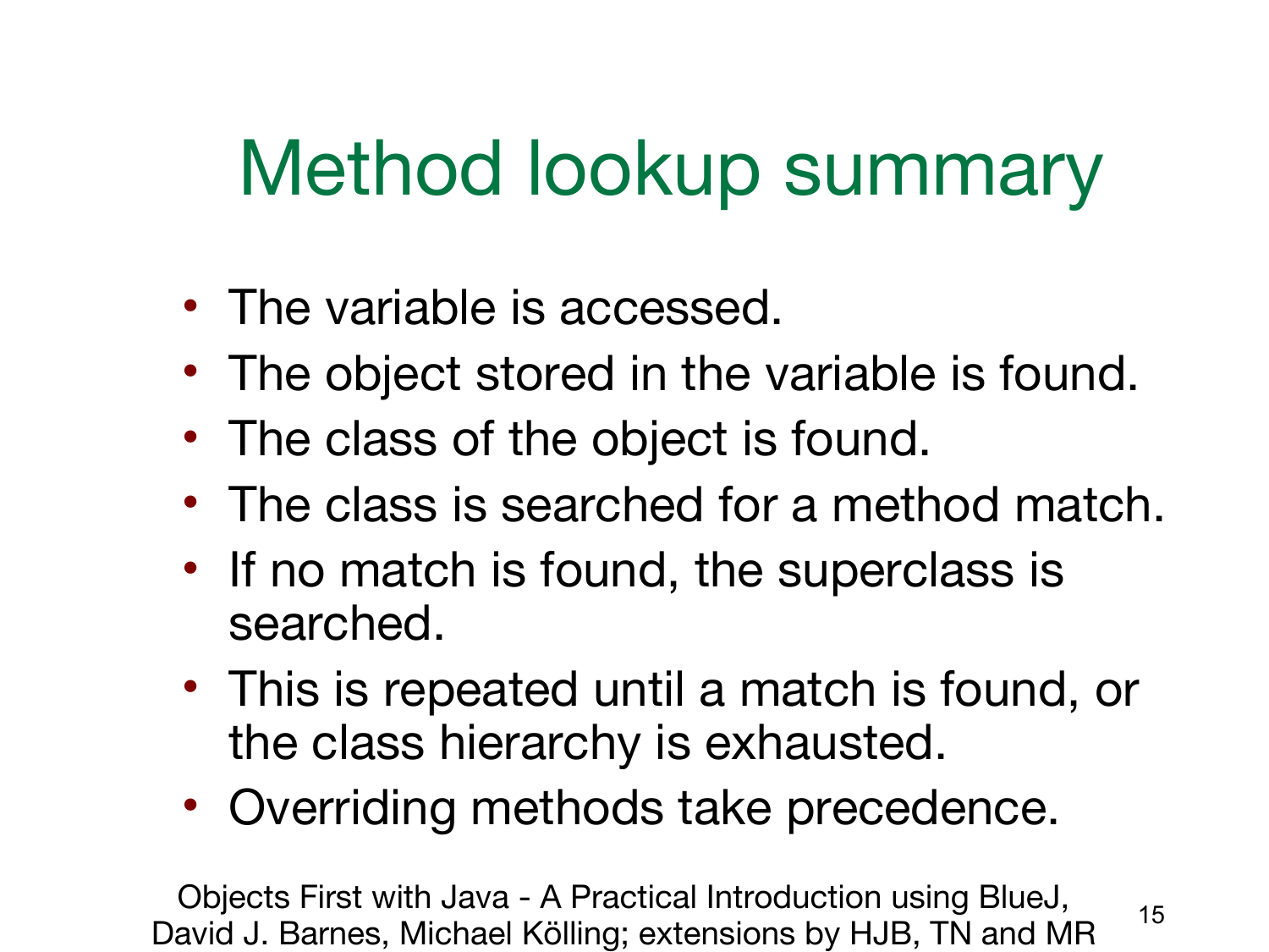# Method lookup summary

- The variable is accessed.
- The object stored in the variable is found.
- The class of the object is found.
- The class is searched for a method match.
- If no match is found, the superclass is searched.
- This is repeated until a match is found, or the class hierarchy is exhausted.
- Overriding methods take precedence.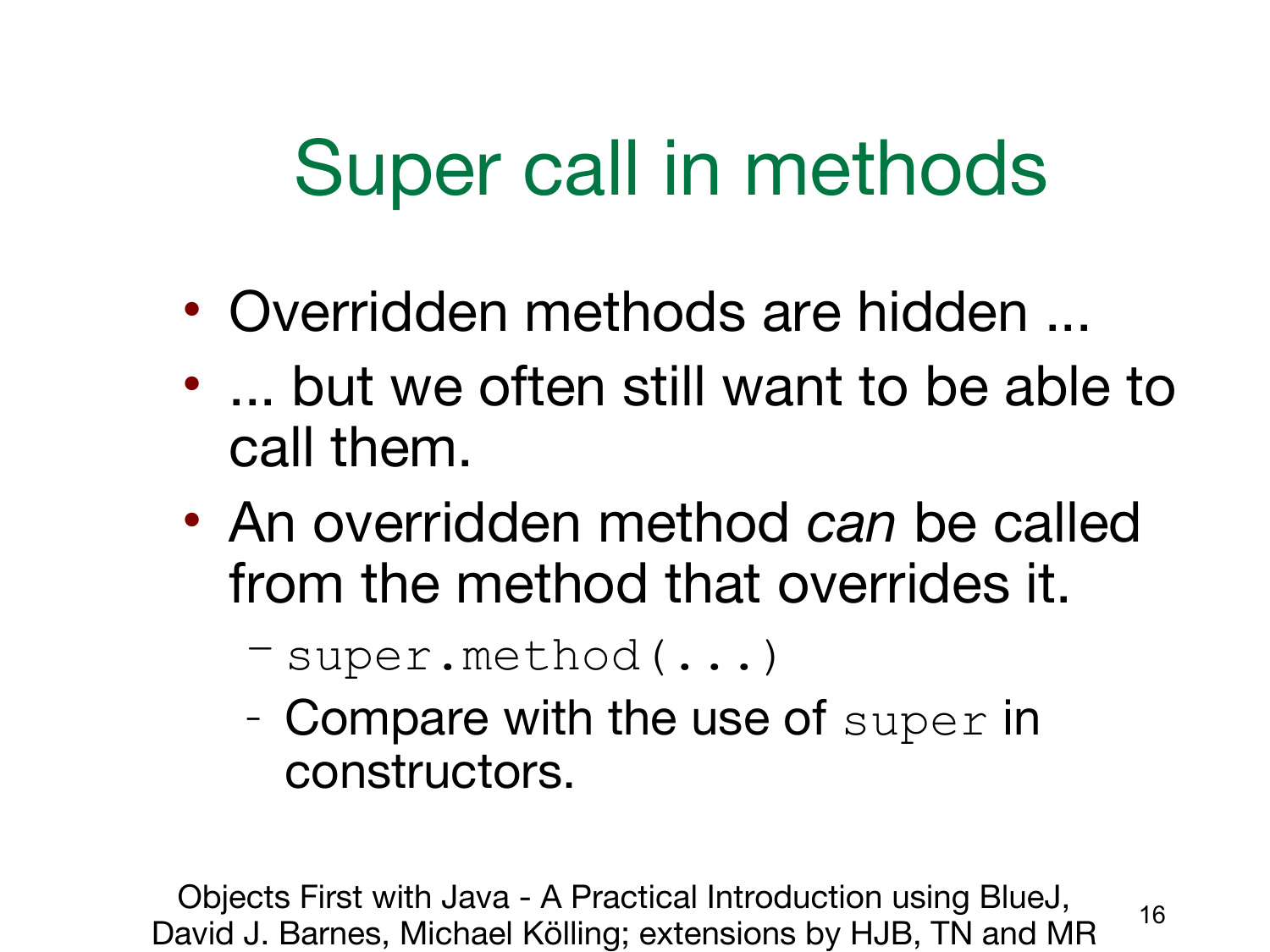# Super call in methods

- Overridden methods are hidden ...
- ... but we often still want to be able to call them.
- An overridden method *can* be called from the method that overrides it.
  - `super.method(...)`
  - Compare with the use of `super` in constructors.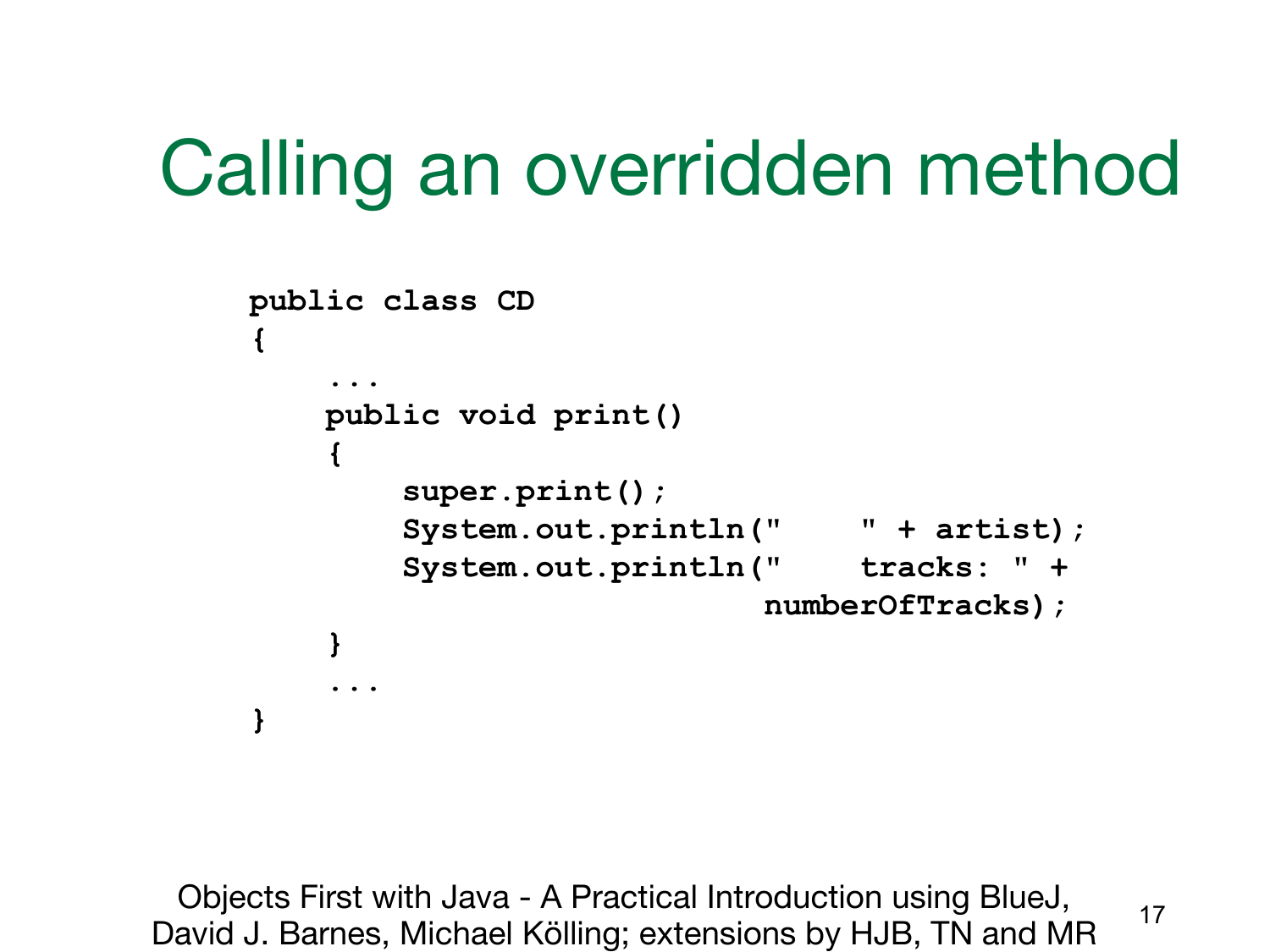# Calling an overridden method

```
public class CD
{
    ...
    public void print()
    {
        super.print();
        System.out.println("    " + artist);
        System.out.println("    tracks: " +
                           numberOfTracks);
    }
    ...
}
```

Objects First with Java - A Practical Introduction using BlueJ, David J. Barnes, Michael Kölling; extensions by HJB, TN and MR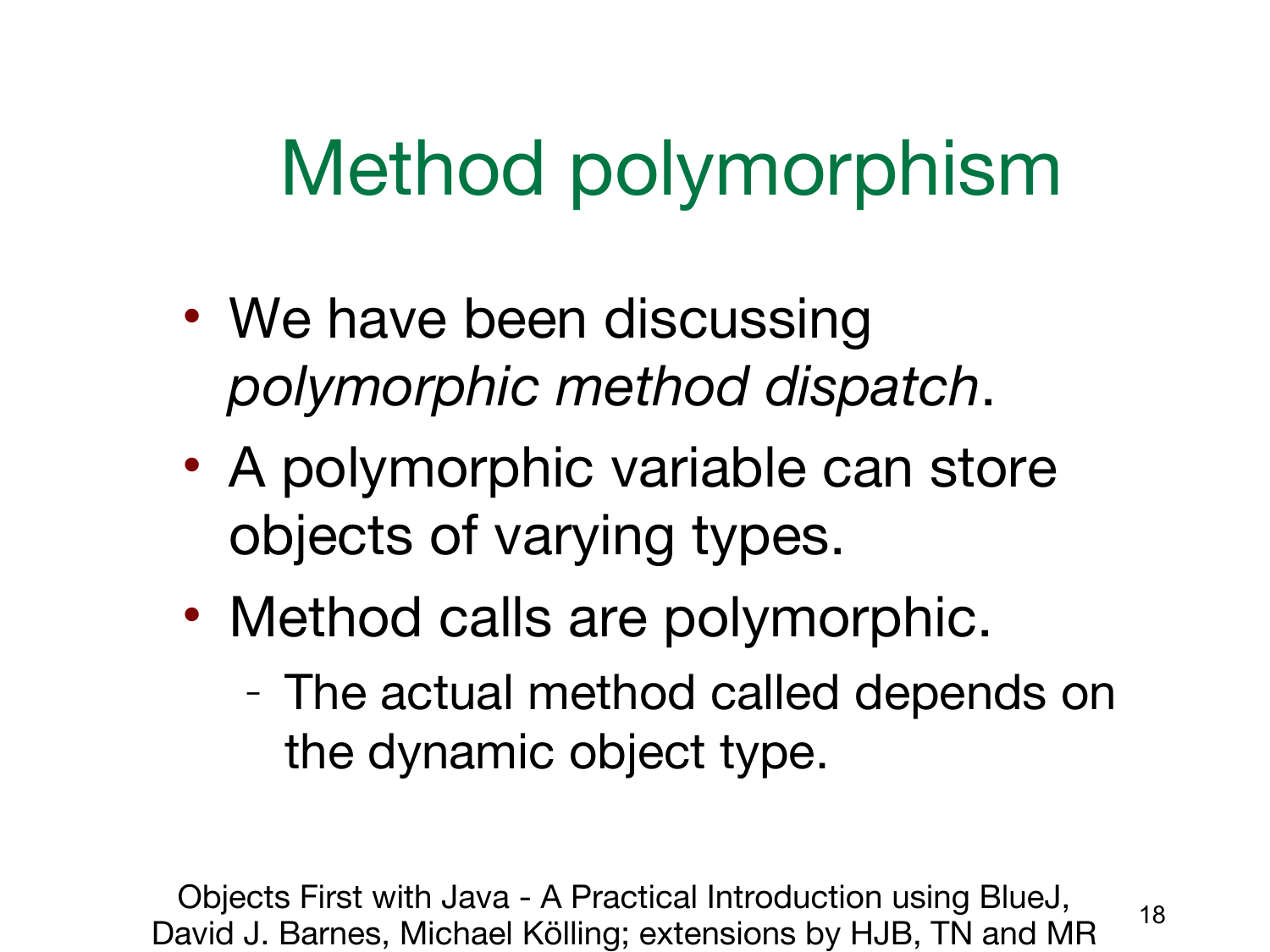# Method polymorphism

- We have been discussing *polymorphic method dispatch*.
- A polymorphic variable can store objects of varying types.
- Method calls are polymorphic.
  - The actual method called depends on the dynamic object type.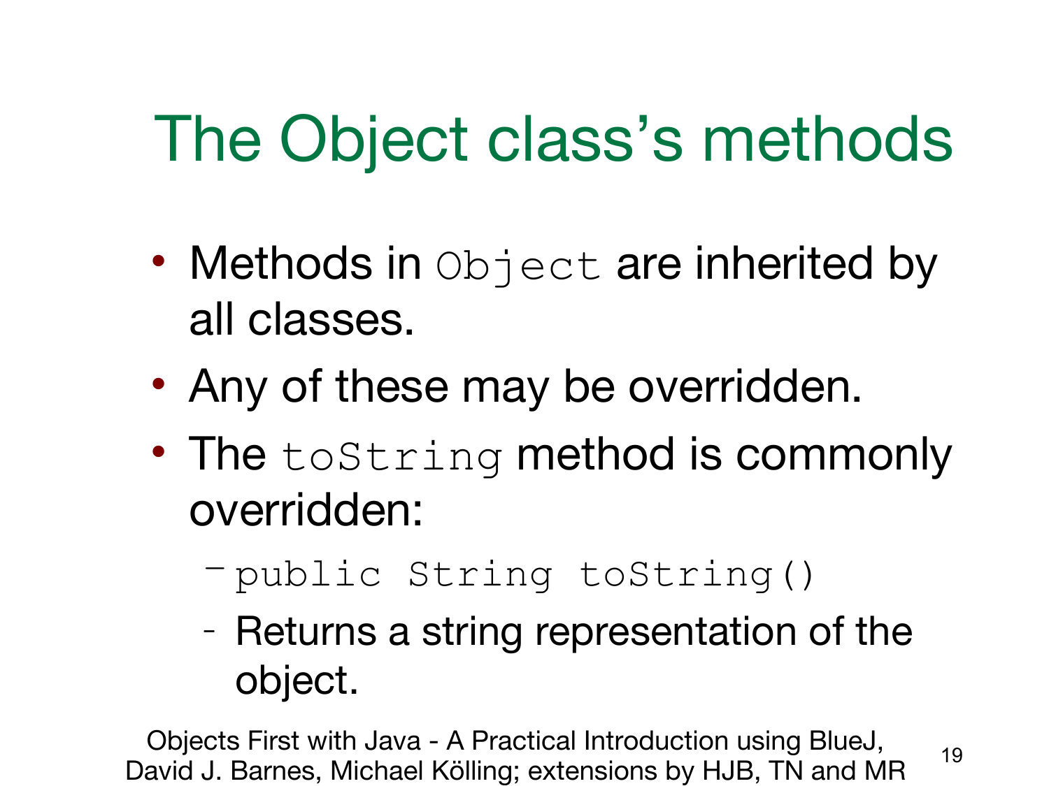# The Object class's methods

- Methods in `Object` are inherited by all classes.
- Any of these may be overridden.
- The `toString` method is commonly overridden:
  - `public String toString()`
  - Returns a string representation of the object.

Objects First with Java - A Practical Introduction using BlueJ, David J. Barnes, Michael Kölling; extensions by HJB, TN and MR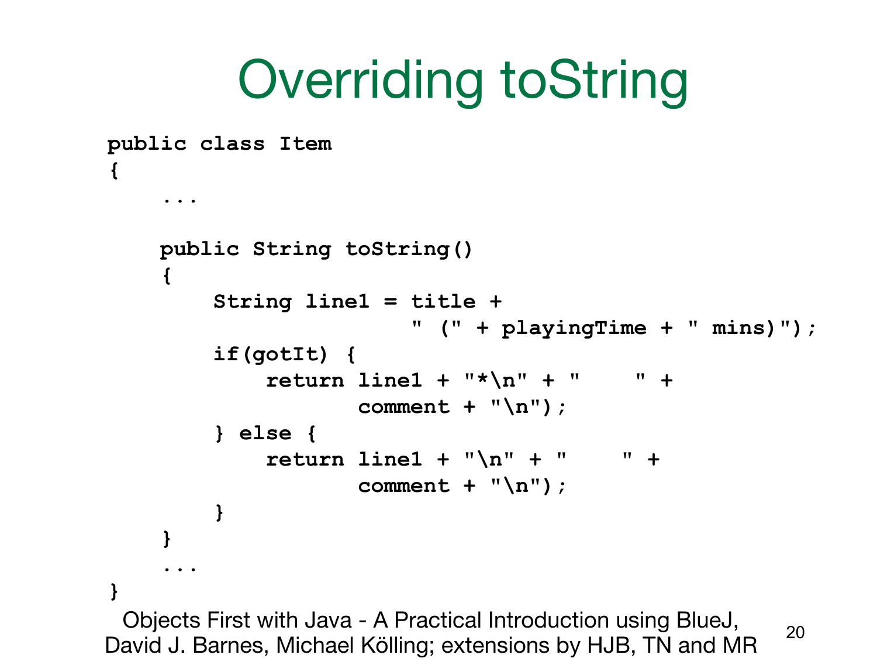# Overriding toString

```
public class Item
{
    ...

    public String toString()
    {
        String line1 = title +
                       " (" + playingTime + " mins)");
        if(gotIt) {
            return line1 + "*\n" + "    " +
                   comment + "\n");
        } else {
            return line1 + "\n" + "    " +
                   comment + "\n");
        }
    }
    ...
}
```

Objects First with Java - A Practical Introduction using BlueJ, David J. Barnes, Michael Kölling; extensions by HJB, TN and MR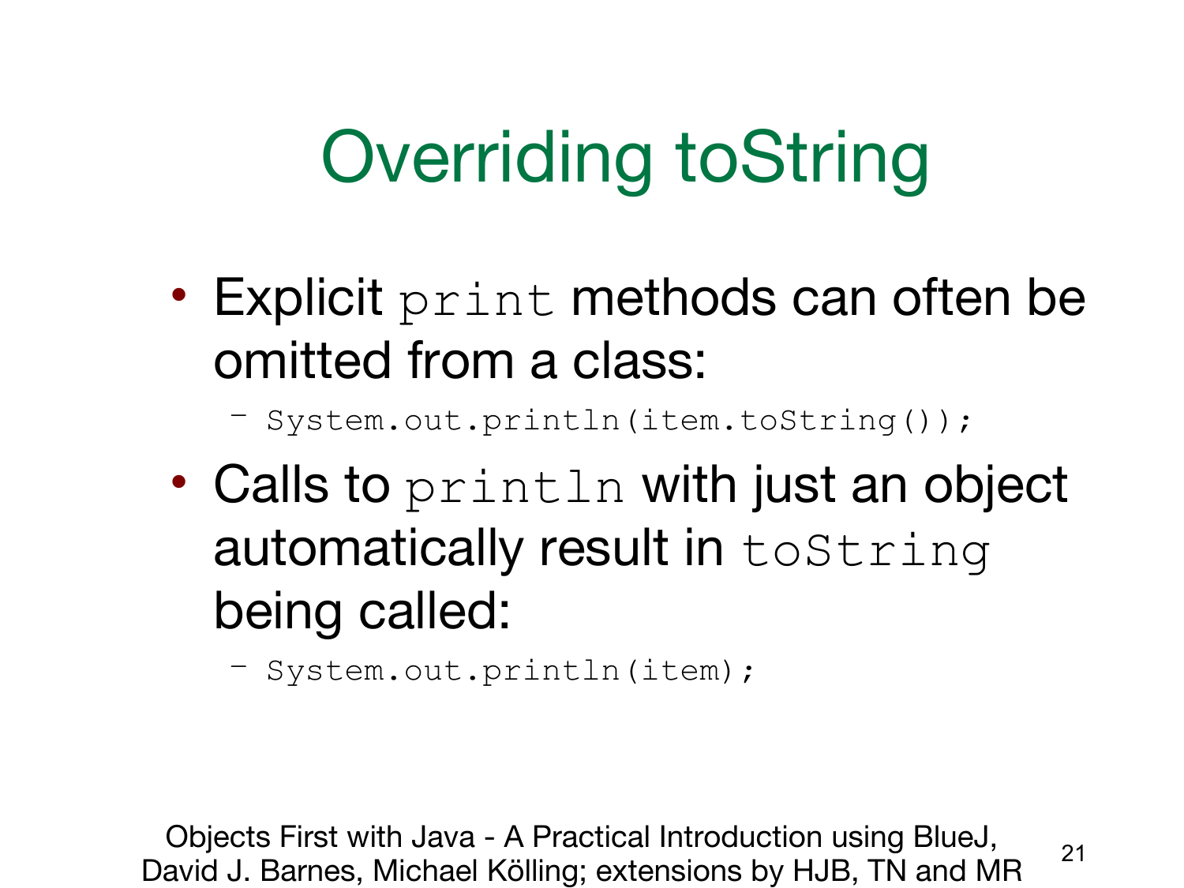# Overriding toString

- Explicit `print` methods can often be omitted from a class:
  - `System.out.println(item.toString());`
- Calls to `println` with just an object automatically result in `toString` being called:
  - `System.out.println(item);`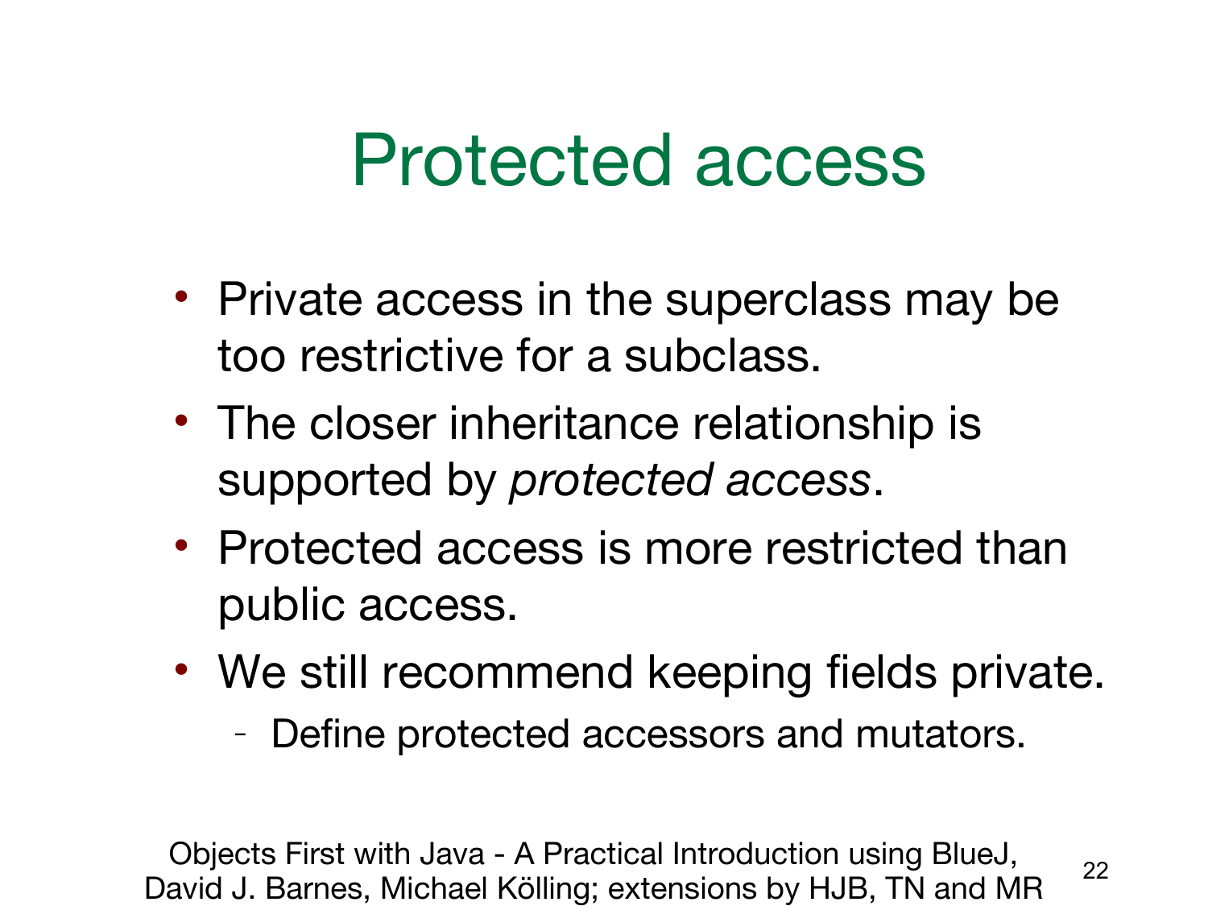# Protected access

- Private access in the superclass may be too restrictive for a subclass.
- The closer inheritance relationship is supported by *protected access*.
- Protected access is more restricted than public access.
- We still recommend keeping fields private.
  - Define protected accessors and mutators.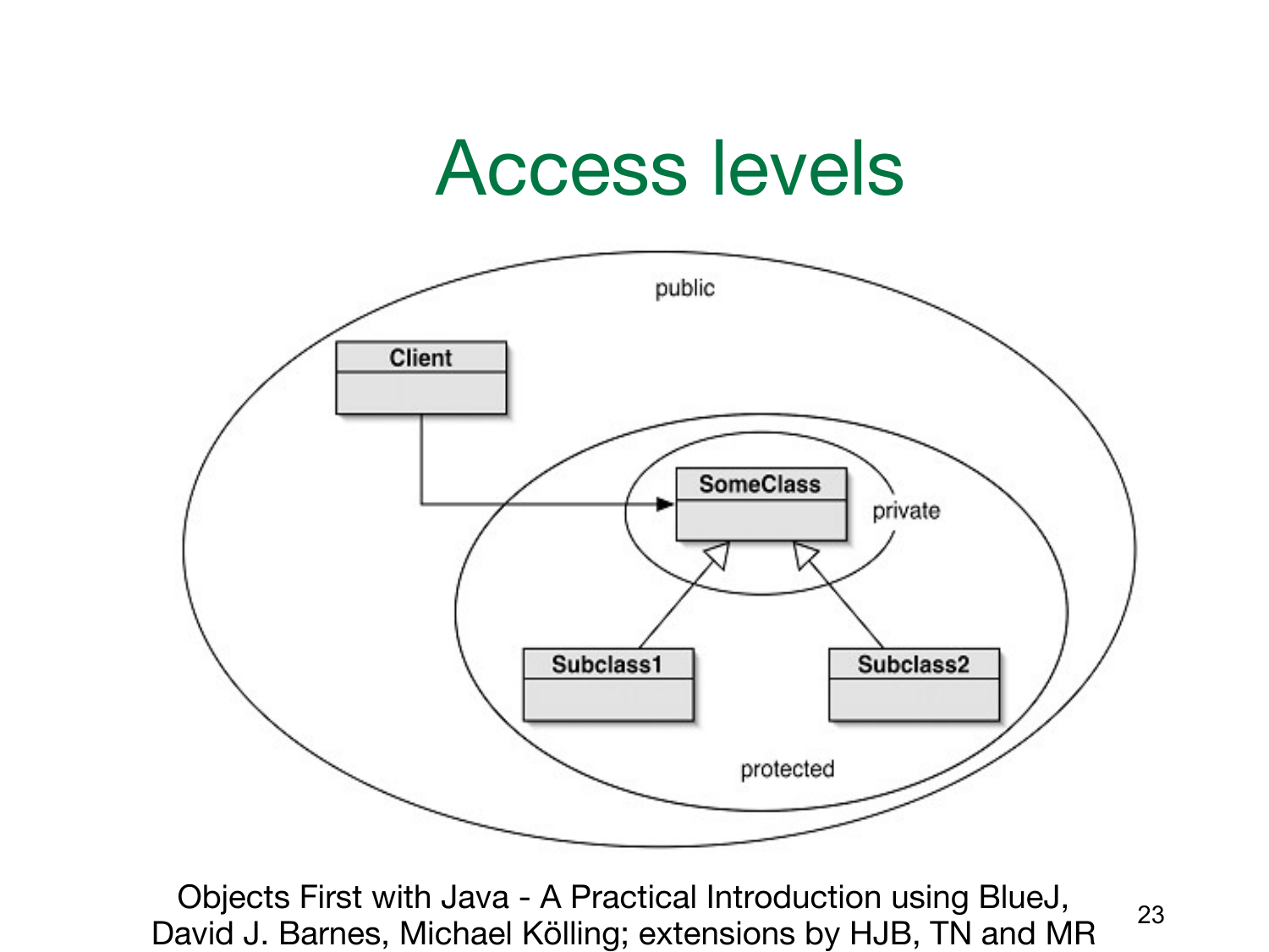# Access levels

public

Client

SomeClass

private

Subclass1

Subclass2

protected

Objects First with Java - A Practical Introduction using BlueJ, David J. Barnes, Michael Kölling; extensions by HJB, TN and MR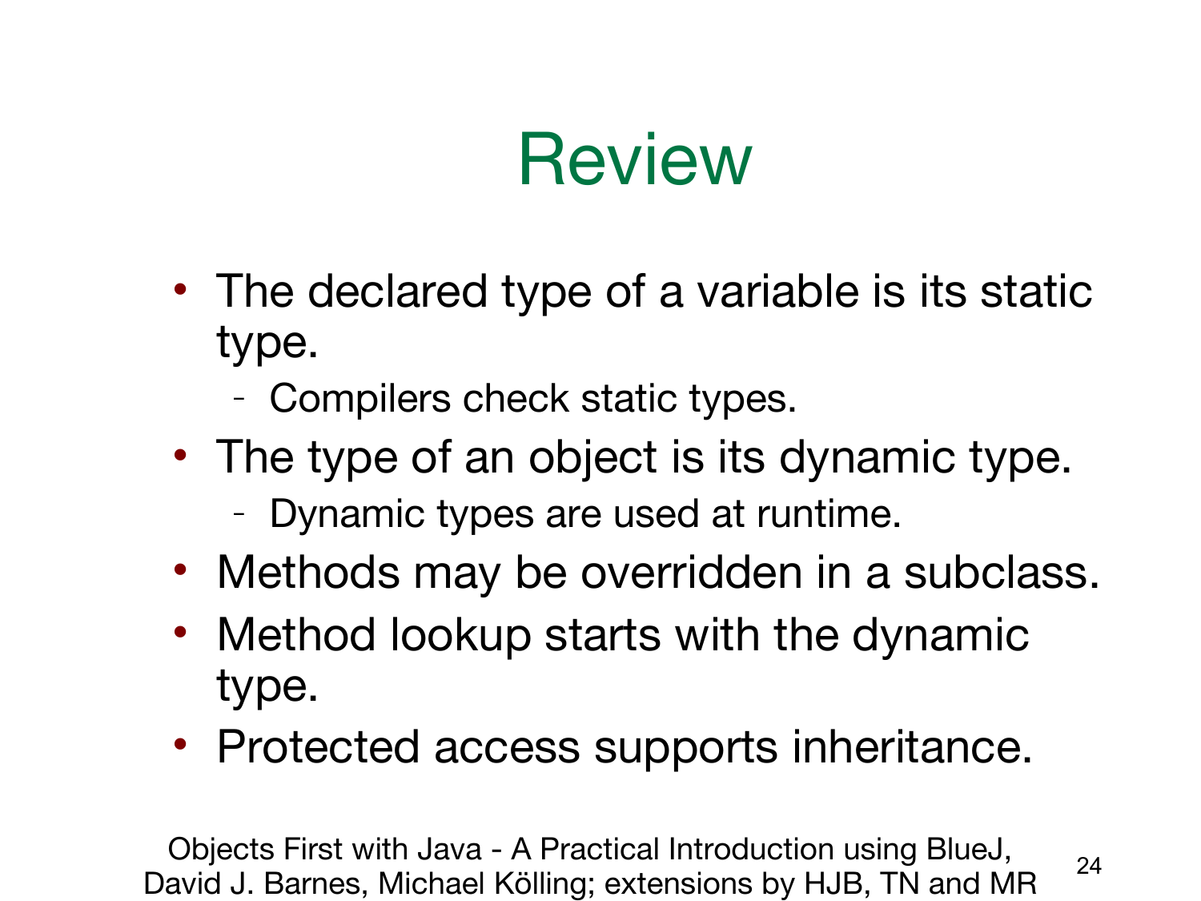# Review

- The declared type of a variable is its static type.
  - Compilers check static types.
- The type of an object is its dynamic type.
  - Dynamic types are used at runtime.
- Methods may be overridden in a subclass.
- Method lookup starts with the dynamic type.
- Protected access supports inheritance.